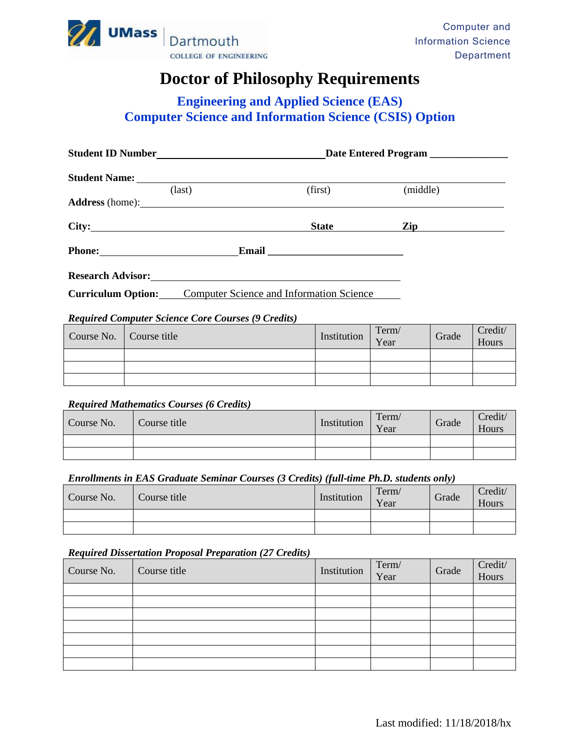UMass Dartmouth
COLLEGE OF ENGINEERING

Computer and Information Science Department

# Doctor of Philosophy Requirements

## Engineering and Applied Science (EAS)
## Computer Science and Information Science (CSIS) Option

**Student ID Number**\_\_\_\_\_\_\_\_\_\_\_\_\_\_\_\_\_\_\_\_\_\_\_\_\_\_\_\_\_\_ **Date Entered Program** \_\_\_\_\_\_\_\_\_\_\_\_\_\_

**Student Name:** \_\_\_\_\_\_\_\_\_\_\_\_\_\_\_\_\_\_\_\_\_\_\_\_\_\_\_\_\_\_\_\_\_\_\_\_\_\_\_\_\_\_\_\_\_\_\_\_\_\_\_\_\_\_\_\_
(last) (first) (middle)

**Address** (home): \_\_\_\_\_\_\_\_\_\_\_\_\_\_\_\_\_\_\_\_\_\_\_\_\_\_\_\_\_\_\_\_\_\_\_\_\_\_\_\_\_\_\_\_\_\_\_\_\_\_\_\_

**City:** \_\_\_\_\_\_\_\_\_\_\_\_\_\_\_\_\_\_\_\_\_\_\_\_\_\_\_\_\_\_\_ **State** \_\_\_\_\_\_\_\_ **Zip** \_\_\_\_\_\_\_\_\_\_\_

**Phone:** \_\_\_\_\_\_\_\_\_\_\_\_\_\_\_\_\_\_\_\_\_ **Email** \_\_\_\_\_\_\_\_\_\_\_\_\_\_\_\_\_\_\_\_\_\_\_\_\_

**Research Advisor:** \_\_\_\_\_\_\_\_\_\_\_\_\_\_\_\_\_\_\_\_\_\_\_\_\_\_\_\_\_\_\_\_\_\_\_\_\_\_\_\_\_\_

**Curriculum Option:** Computer Science and Information Science

***Required Computer Science Core Courses (9 Credits)***

| Course No. | Course title | Institution | Term/ Year | Grade | Credit/ Hours |
|---|---|---|---|---|---|
| | | | | | |
| | | | | | |
| | | | | | |

***Required Mathematics Courses (6 Credits)***

| Course No. | Course title | Institution | Term/ Year | Grade | Credit/ Hours |
|---|---|---|---|---|---|
| | | | | | |
| | | | | | |

***Enrollments in EAS Graduate Seminar Courses (3 Credits) (full-time Ph.D. students only)***

| Course No. | Course title | Institution | Term/ Year | Grade | Credit/ Hours |
|---|---|---|---|---|---|
| | | | | | |
| | | | | | |

***Required Dissertation Proposal Preparation (27 Credits)***

| Course No. | Course title | Institution | Term/ Year | Grade | Credit/ Hours |
|---|---|---|---|---|---|
| | | | | | |
| | | | | | |
| | | | | | |
| | | | | | |
| | | | | | |
| | | | | | |
| | | | | | |

Last modified: 11/18/2018/hx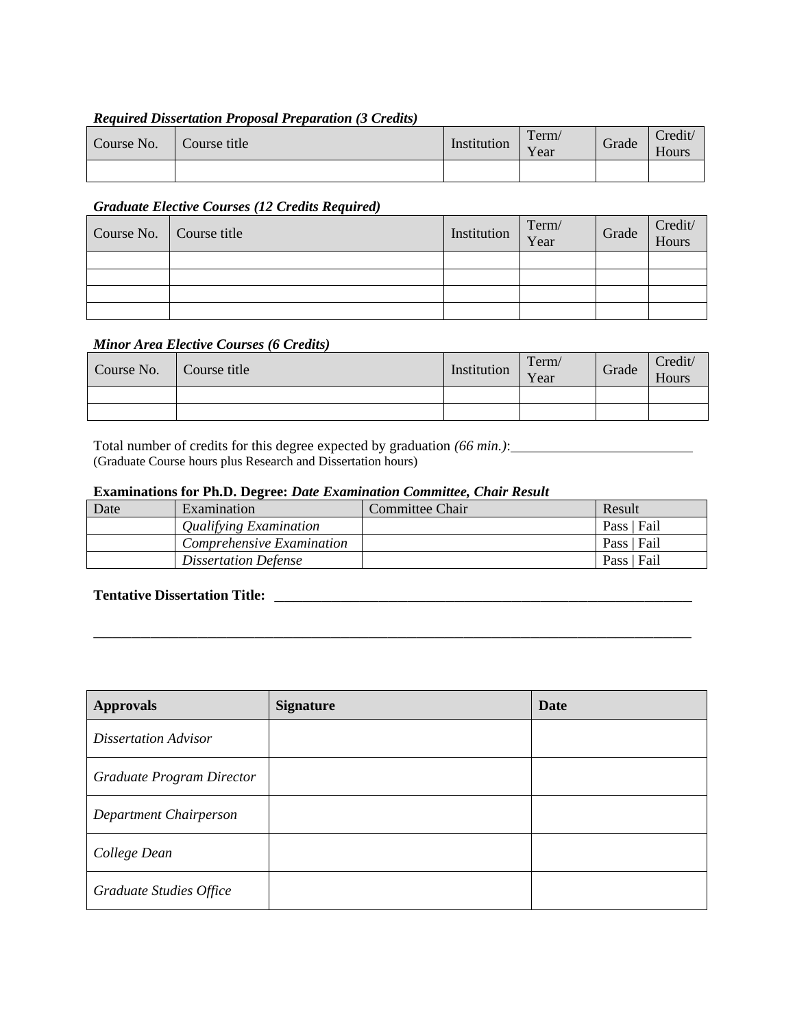***Required Dissertation Proposal Preparation (3 Credits)***

| Course No. | Course title | Institution | Term/ Year | Grade | Credit/ Hours |
|---|---|---|---|---|---|
| | | | | | |

***Graduate Elective Courses (12 Credits Required)***

| Course No. | Course title | Institution | Term/ Year | Grade | Credit/ Hours |
|---|---|---|---|---|---|
| | | | | | |
| | | | | | |
| | | | | | |
| | | | | | |

***Minor Area Elective Courses (6 Credits)***

| Course No. | Course title | Institution | Term/ Year | Grade | Credit/ Hours |
|---|---|---|---|---|---|
| | | | | | |
| | | | | | |

Total number of credits for this degree expected by graduation *(66 min.)*:_________________________
(Graduate Course hours plus Research and Dissertation hours)

**Examinations for Ph.D. Degree: *Date Examination Committee, Chair Result***

| Date | Examination | Committee Chair | Result |
|---|---|---|---|
| | *Qualifying Examination* | | Pass \| Fail |
| | *Comprehensive Examination* | | Pass \| Fail |
| | *Dissertation Defense* | | Pass \| Fail |

**Tentative Dissertation Title:** ____________________________________________________________

_____________________________________________________________________________________

| **Approvals** | **Signature** | **Date** |
|---|---|---|
| *Dissertation Advisor* | | |
| *Graduate Program Director* | | |
| *Department Chairperson* | | |
| *College Dean* | | |
| *Graduate Studies Office* | | |